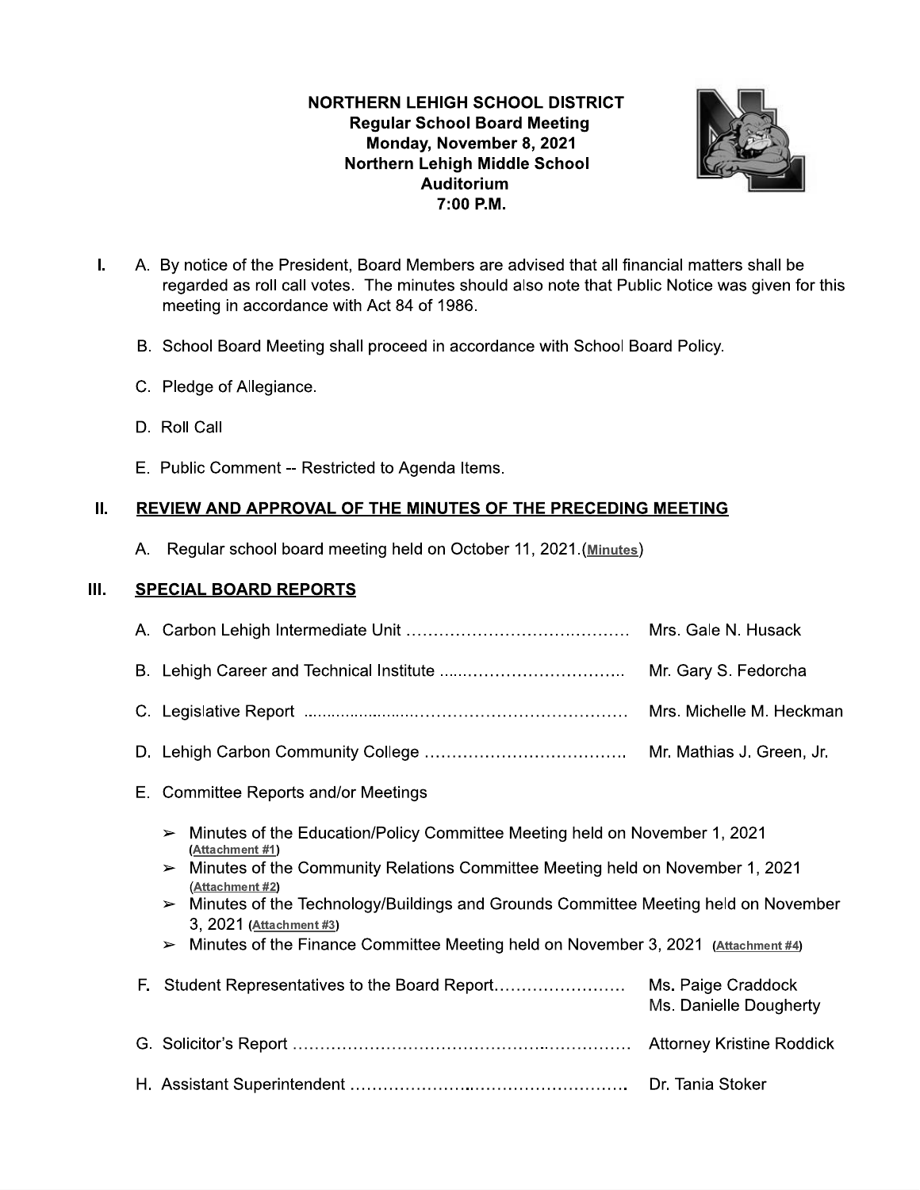**NORTHERN LEHIGH SCHOOL DISTRICT**
**Regular School Board Meeting**
**Monday, November 8, 2021**
**Northern Lehigh Middle School**
**Auditorium**
**7:00 P.M.**

**I.**

A. By notice of the President, Board Members are advised that all financial matters shall be regarded as roll call votes. The minutes should also note that Public Notice was given for this meeting in accordance with Act 84 of 1986.

B. School Board Meeting shall proceed in accordance with School Board Policy.

C. Pledge of Allegiance.

D. Roll Call

E. Public Comment -- Restricted to Agenda Items.

## II. REVIEW AND APPROVAL OF THE MINUTES OF THE PRECEDING MEETING

A. Regular school board meeting held on October 11, 2021.(Minutes)

## III. SPECIAL BOARD REPORTS

A. Carbon Lehigh Intermediate Unit …………………………………… Mrs. Gale N. Husack

B. Lehigh Career and Technical Institute …………………………… Mr. Gary S. Fedorcha

C. Legislative Report ……………………………………………………… Mrs. Michelle M. Heckman

D. Lehigh Carbon Community College ……………………………… Mr. Mathias J. Green, Jr.

E. Committee Reports and/or Meetings

- ➢ Minutes of the Education/Policy Committee Meeting held on November 1, 2021 (Attachment #1)
- ➢ Minutes of the Community Relations Committee Meeting held on November 1, 2021 (Attachment #2)
- ➢ Minutes of the Technology/Buildings and Grounds Committee Meeting held on November 3, 2021 (Attachment #3)
- ➢ Minutes of the Finance Committee Meeting held on November 3, 2021 (Attachment #4)

F. Student Representatives to the Board Report…………………… Ms. Paige Craddock
Ms. Danielle Dougherty

G. Solicitor's Report ……………………………………………………… Attorney Kristine Roddick

H. Assistant Superintendent …………………………………………… Dr. Tania Stoker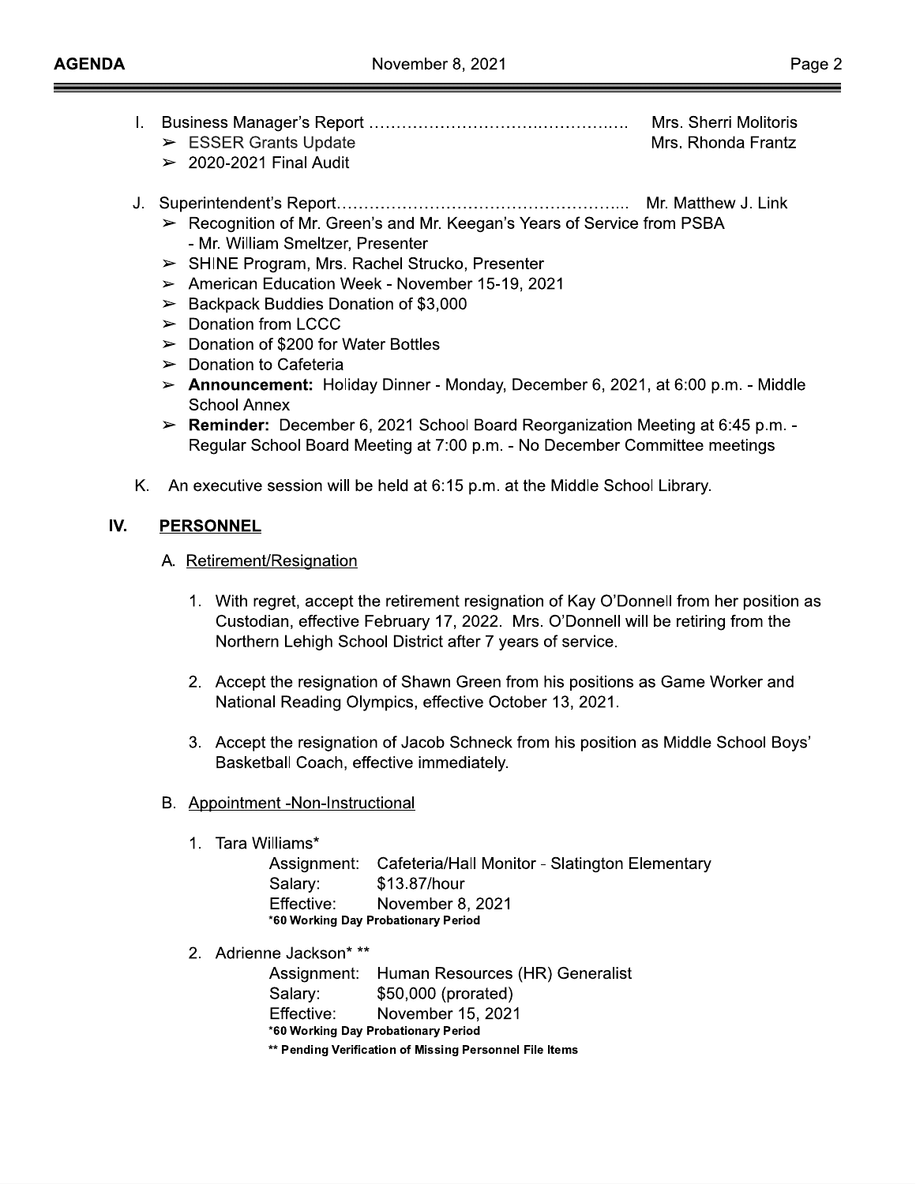I. Business Manager's Report ………………………………………. Mrs. Sherri Molitoris
   - ➢ ESSER Grants Update — Mrs. Rhonda Frantz
   - ➢ 2020-2021 Final Audit

J. Superintendent's Report……………………………………………... Mr. Matthew J. Link
   - ➢ Recognition of Mr. Green's and Mr. Keegan's Years of Service from PSBA - Mr. William Smeltzer, Presenter
   - ➢ SHINE Program, Mrs. Rachel Strucko, Presenter
   - ➢ American Education Week - November 15-19, 2021
   - ➢ Backpack Buddies Donation of $3,000
   - ➢ Donation from LCCC
   - ➢ Donation of $200 for Water Bottles
   - ➢ Donation to Cafeteria
   - ➢ **Announcement:** Holiday Dinner - Monday, December 6, 2021, at 6:00 p.m. - Middle School Annex
   - ➢ **Reminder:** December 6, 2021 School Board Reorganization Meeting at 6:45 p.m. - Regular School Board Meeting at 7:00 p.m. - No December Committee meetings

K. An executive session will be held at 6:15 p.m. at the Middle School Library.

## IV. PERSONNEL

### A. Retirement/Resignation

1. With regret, accept the retirement resignation of Kay O'Donnell from her position as Custodian, effective February 17, 2022. Mrs. O'Donnell will be retiring from the Northern Lehigh School District after 7 years of service.

2. Accept the resignation of Shawn Green from his positions as Game Worker and National Reading Olympics, effective October 13, 2021.

3. Accept the resignation of Jacob Schneck from his position as Middle School Boys' Basketball Coach, effective immediately.

### B. Appointment -Non-Instructional

1. Tara Williams*

   Assignment: Cafeteria/Hall Monitor - Slatington Elementary
   Salary: $13.87/hour
   Effective: November 8, 2021
   ***60 Working Day Probationary Period**

2. Adrienne Jackson* **

   Assignment: Human Resources (HR) Generalist
   Salary: $50,000 (prorated)
   Effective: November 15, 2021
   ***60 Working Day Probationary Period**
   **** Pending Verification of Missing Personnel File Items**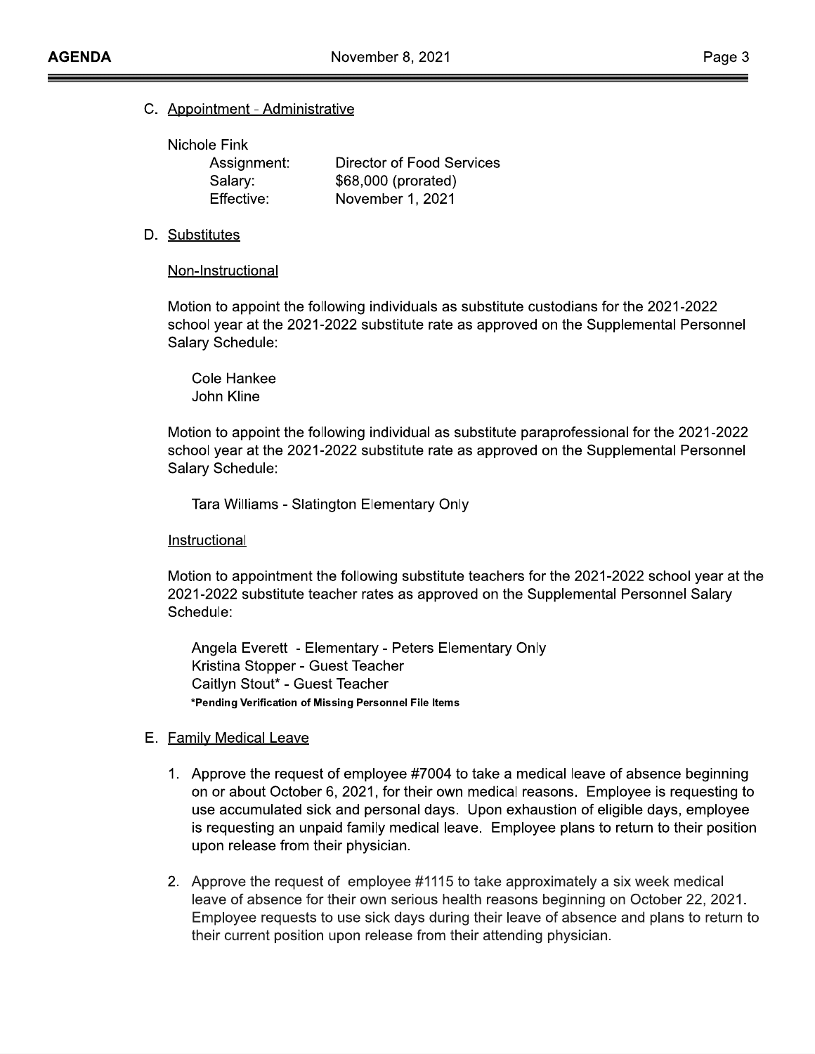C. Appointment - Administrative

Nichole Fink

| | |
|---|---|
| Assignment: | Director of Food Services |
| Salary: | $68,000 (prorated) |
| Effective: | November 1, 2021 |

D. Substitutes

Non-Instructional

Motion to appoint the following individuals as substitute custodians for the 2021-2022 school year at the 2021-2022 substitute rate as approved on the Supplemental Personnel Salary Schedule:

Cole Hankee
John Kline

Motion to appoint the following individual as substitute paraprofessional for the 2021-2022 school year at the 2021-2022 substitute rate as approved on the Supplemental Personnel Salary Schedule:

Tara Williams - Slatington Elementary Only

Instructional

Motion to appointment the following substitute teachers for the 2021-2022 school year at the 2021-2022 substitute teacher rates as approved on the Supplemental Personnel Salary Schedule:

Angela Everett - Elementary - Peters Elementary Only
Kristina Stopper - Guest Teacher
Caitlyn Stout* - Guest Teacher
**\*Pending Verification of Missing Personnel File Items**

E. Family Medical Leave

1. Approve the request of employee #7004 to take a medical leave of absence beginning on or about October 6, 2021, for their own medical reasons. Employee is requesting to use accumulated sick and personal days. Upon exhaustion of eligible days, employee is requesting an unpaid family medical leave. Employee plans to return to their position upon release from their physician.
2. Approve the request of employee #1115 to take approximately a six week medical leave of absence for their own serious health reasons beginning on October 22, 2021. Employee requests to use sick days during their leave of absence and plans to return to their current position upon release from their attending physician.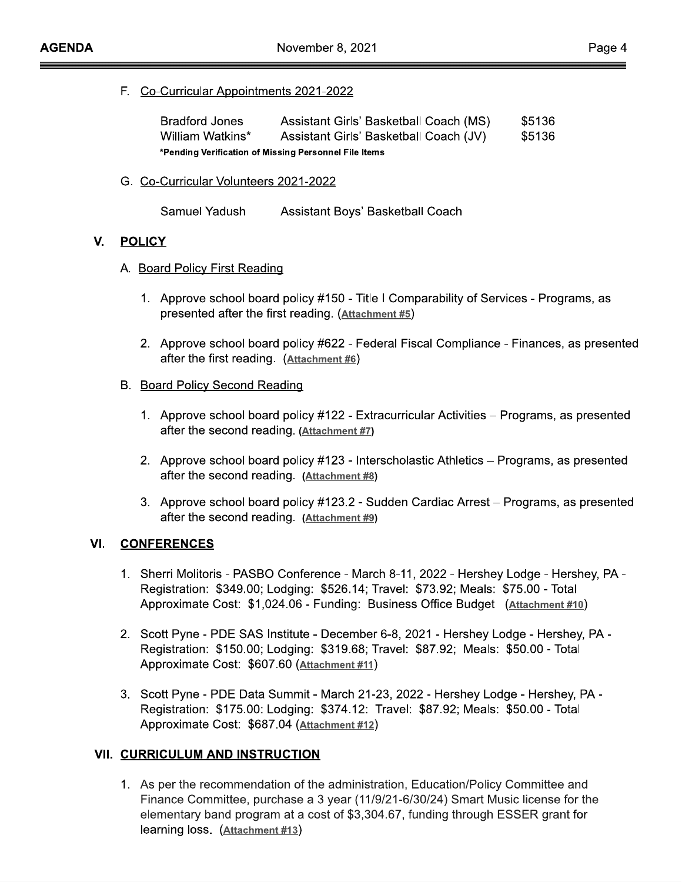F. Co-Curricular Appointments 2021-2022

| | | |
|---|---|---|
| Bradford Jones | Assistant Girls' Basketball Coach (MS) | $5136 |
| William Watkins* | Assistant Girls' Basketball Coach (JV) | $5136 |

**\*Pending Verification of Missing Personnel File Items**

G. Co-Curricular Volunteers 2021-2022

| | |
|---|---|
| Samuel Yadush | Assistant Boys' Basketball Coach |

## V. POLICY

A. Board Policy First Reading

1. Approve school board policy #150 - Title I Comparability of Services - Programs, as presented after the first reading. (Attachment #5)

2. Approve school board policy #622 - Federal Fiscal Compliance - Finances, as presented after the first reading. (Attachment #6)

B. Board Policy Second Reading

1. Approve school board policy #122 - Extracurricular Activities – Programs, as presented after the second reading. (Attachment #7)

2. Approve school board policy #123 - Interscholastic Athletics – Programs, as presented after the second reading. (Attachment #8)

3. Approve school board policy #123.2 - Sudden Cardiac Arrest – Programs, as presented after the second reading. (Attachment #9)

## VI. CONFERENCES

1. Sherri Molitoris - PASBO Conference - March 8-11, 2022 - Hershey Lodge - Hershey, PA - Registration: $349.00; Lodging: $526.14; Travel: $73.92; Meals: $75.00 - Total Approximate Cost: $1,024.06 - Funding: Business Office Budget (Attachment #10)

2. Scott Pyne - PDE SAS Institute - December 6-8, 2021 - Hershey Lodge - Hershey, PA - Registration: $150.00; Lodging: $319.68; Travel: $87.92; Meals: $50.00 - Total Approximate Cost: $607.60 (Attachment #11)

3. Scott Pyne - PDE Data Summit - March 21-23, 2022 - Hershey Lodge - Hershey, PA - Registration: $175.00: Lodging: $374.12: Travel: $87.92; Meals: $50.00 - Total Approximate Cost: $687.04 (Attachment #12)

## VII. CURRICULUM AND INSTRUCTION

1. As per the recommendation of the administration, Education/Policy Committee and Finance Committee, purchase a 3 year (11/9/21-6/30/24) Smart Music license for the elementary band program at a cost of $3,304.67, funding through ESSER grant for learning loss. (Attachment #13)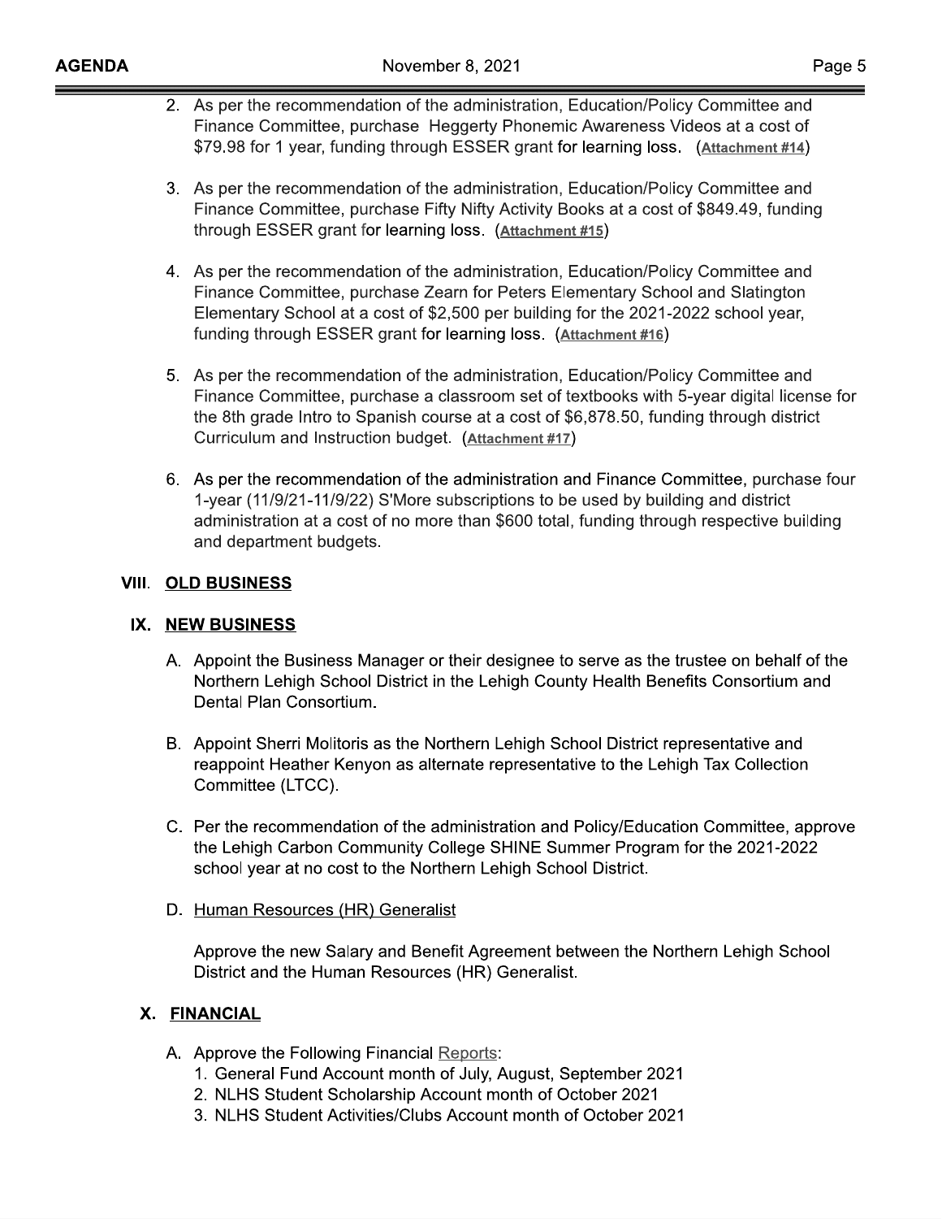2. As per the recommendation of the administration, Education/Policy Committee and Finance Committee, purchase Heggerty Phonemic Awareness Videos at a cost of $79.98 for 1 year, funding through ESSER grant for learning loss. (**Attachment #14**)

3. As per the recommendation of the administration, Education/Policy Committee and Finance Committee, purchase Fifty Nifty Activity Books at a cost of $849.49, funding through ESSER grant for learning loss. (**Attachment #15**)

4. As per the recommendation of the administration, Education/Policy Committee and Finance Committee, purchase Zearn for Peters Elementary School and Slatington Elementary School at a cost of $2,500 per building for the 2021-2022 school year, funding through ESSER grant for learning loss. (**Attachment #16**)

5. As per the recommendation of the administration, Education/Policy Committee and Finance Committee, purchase a classroom set of textbooks with 5-year digital license for the 8th grade Intro to Spanish course at a cost of $6,878.50, funding through district Curriculum and Instruction budget. (**Attachment #17**)

6. As per the recommendation of the administration and Finance Committee, purchase four 1-year (11/9/21-11/9/22) S'More subscriptions to be used by building and district administration at a cost of no more than $600 total, funding through respective building and department budgets.

## VIII. OLD BUSINESS

## IX. NEW BUSINESS

A. Appoint the Business Manager or their designee to serve as the trustee on behalf of the Northern Lehigh School District in the Lehigh County Health Benefits Consortium and Dental Plan Consortium.

B. Appoint Sherri Molitoris as the Northern Lehigh School District representative and reappoint Heather Kenyon as alternate representative to the Lehigh Tax Collection Committee (LTCC).

C. Per the recommendation of the administration and Policy/Education Committee, approve the Lehigh Carbon Community College SHINE Summer Program for the 2021-2022 school year at no cost to the Northern Lehigh School District.

D. Human Resources (HR) Generalist

Approve the new Salary and Benefit Agreement between the Northern Lehigh School District and the Human Resources (HR) Generalist.

## X. FINANCIAL

A. Approve the Following Financial Reports:
   1. General Fund Account month of July, August, September 2021
   2. NLHS Student Scholarship Account month of October 2021
   3. NLHS Student Activities/Clubs Account month of October 2021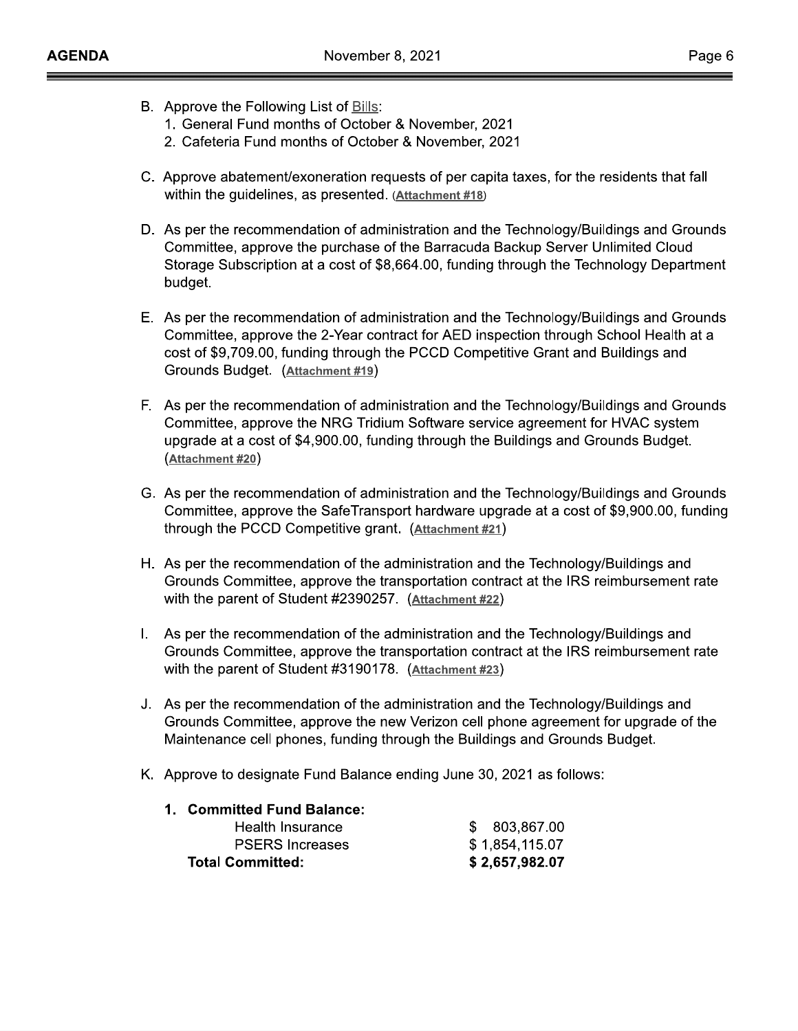B. Approve the Following List of Bills:
   1. General Fund months of October & November, 2021
   2. Cafeteria Fund months of October & November, 2021

C. Approve abatement/exoneration requests of per capita taxes, for the residents that fall within the guidelines, as presented. (**Attachment #18**)

D. As per the recommendation of administration and the Technology/Buildings and Grounds Committee, approve the purchase of the Barracuda Backup Server Unlimited Cloud Storage Subscription at a cost of $8,664.00, funding through the Technology Department budget.

E. As per the recommendation of administration and the Technology/Buildings and Grounds Committee, approve the 2-Year contract for AED inspection through School Health at a cost of $9,709.00, funding through the PCCD Competitive Grant and Buildings and Grounds Budget. (**Attachment #19**)

F. As per the recommendation of administration and the Technology/Buildings and Grounds Committee, approve the NRG Tridium Software service agreement for HVAC system upgrade at a cost of $4,900.00, funding through the Buildings and Grounds Budget. (**Attachment #20**)

G. As per the recommendation of administration and the Technology/Buildings and Grounds Committee, approve the SafeTransport hardware upgrade at a cost of $9,900.00, funding through the PCCD Competitive grant. (**Attachment #21**)

H. As per the recommendation of the administration and the Technology/Buildings and Grounds Committee, approve the transportation contract at the IRS reimbursement rate with the parent of Student #2390257. (**Attachment #22**)

I. As per the recommendation of the administration and the Technology/Buildings and Grounds Committee, approve the transportation contract at the IRS reimbursement rate with the parent of Student #3190178. (**Attachment #23**)

J. As per the recommendation of the administration and the Technology/Buildings and Grounds Committee, approve the new Verizon cell phone agreement for upgrade of the Maintenance cell phones, funding through the Buildings and Grounds Budget.

K. Approve to designate Fund Balance ending June 30, 2021 as follows:

   1. **Committed Fund Balance:**

| | |
|---|---|
| Health Insurance | $ 803,867.00 |
| PSERS Increases | $ 1,854,115.07 |
| **Total Committed:** | **$ 2,657,982.07** |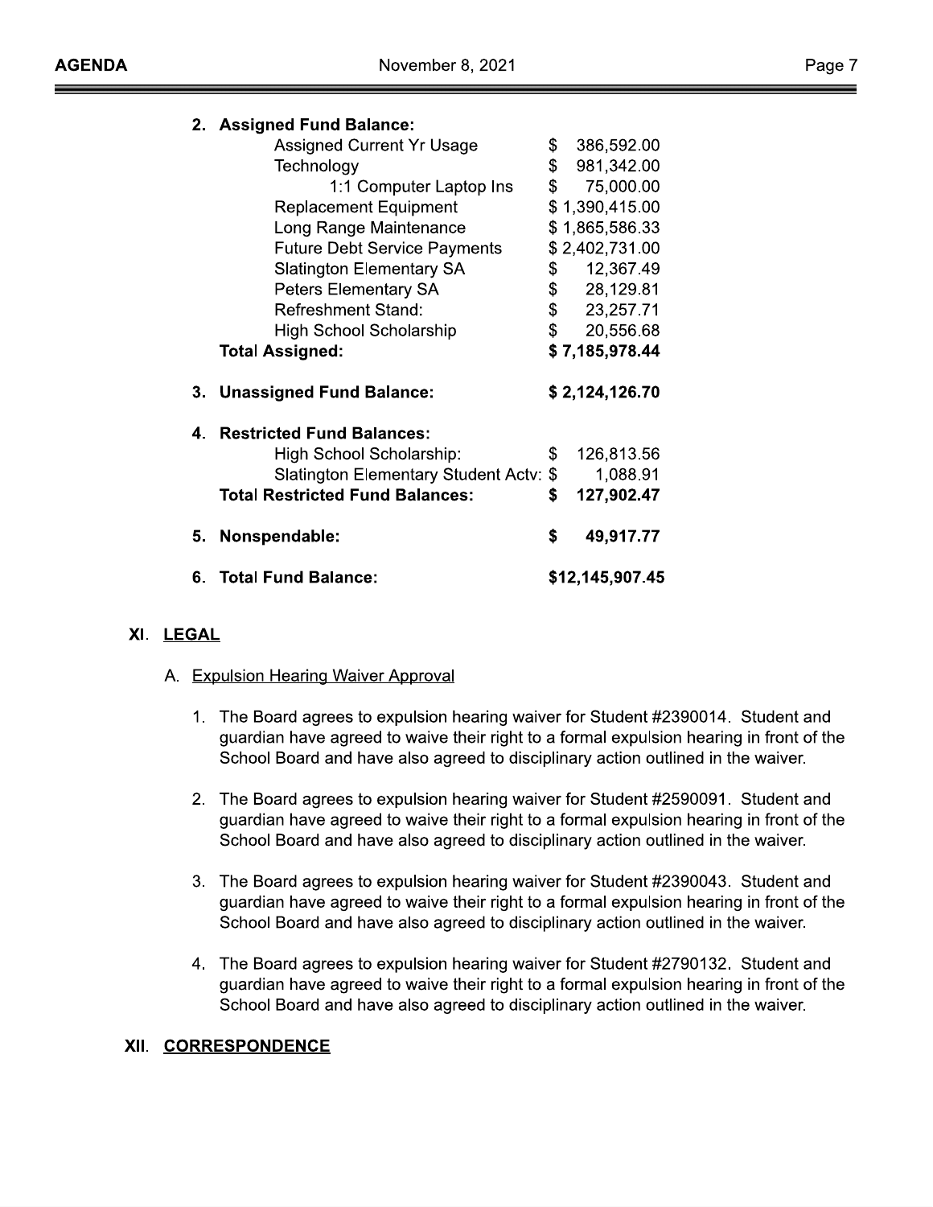2. **Assigned Fund Balance:**

| | |
|---|---|
| Assigned Current Yr Usage | $ 386,592.00 |
| Technology | $ 981,342.00 |
| 1:1 Computer Laptop Ins | $ 75,000.00 |
| Replacement Equipment | $ 1,390,415.00 |
| Long Range Maintenance | $ 1,865,586.33 |
| Future Debt Service Payments | $ 2,402,731.00 |
| Slatington Elementary SA | $ 12,367.49 |
| Peters Elementary SA | $ 28,129.81 |
| Refreshment Stand: | $ 23,257.71 |
| High School Scholarship | $ 20,556.68 |
| **Total Assigned:** | **$ 7,185,978.44** |

3. **Unassigned Fund Balance:** **$ 2,124,126.70**

4. **Restricted Fund Balances:**

| | |
|---|---|
| High School Scholarship: | $ 126,813.56 |
| Slatington Elementary Student Actv: | $ 1,088.91 |
| **Total Restricted Fund Balances:** | **$ 127,902.47** |

5. **Nonspendable:** **$ 49,917.77**

6. **Total Fund Balance:** **$12,145,907.45**

## XI. LEGAL

A. Expulsion Hearing Waiver Approval

1. The Board agrees to expulsion hearing waiver for Student #2390014. Student and guardian have agreed to waive their right to a formal expulsion hearing in front of the School Board and have also agreed to disciplinary action outlined in the waiver.

2. The Board agrees to expulsion hearing waiver for Student #2590091. Student and guardian have agreed to waive their right to a formal expulsion hearing in front of the School Board and have also agreed to disciplinary action outlined in the waiver.

3. The Board agrees to expulsion hearing waiver for Student #2390043. Student and guardian have agreed to waive their right to a formal expulsion hearing in front of the School Board and have also agreed to disciplinary action outlined in the waiver.

4. The Board agrees to expulsion hearing waiver for Student #2790132. Student and guardian have agreed to waive their right to a formal expulsion hearing in front of the School Board and have also agreed to disciplinary action outlined in the waiver.

## XII. CORRESPONDENCE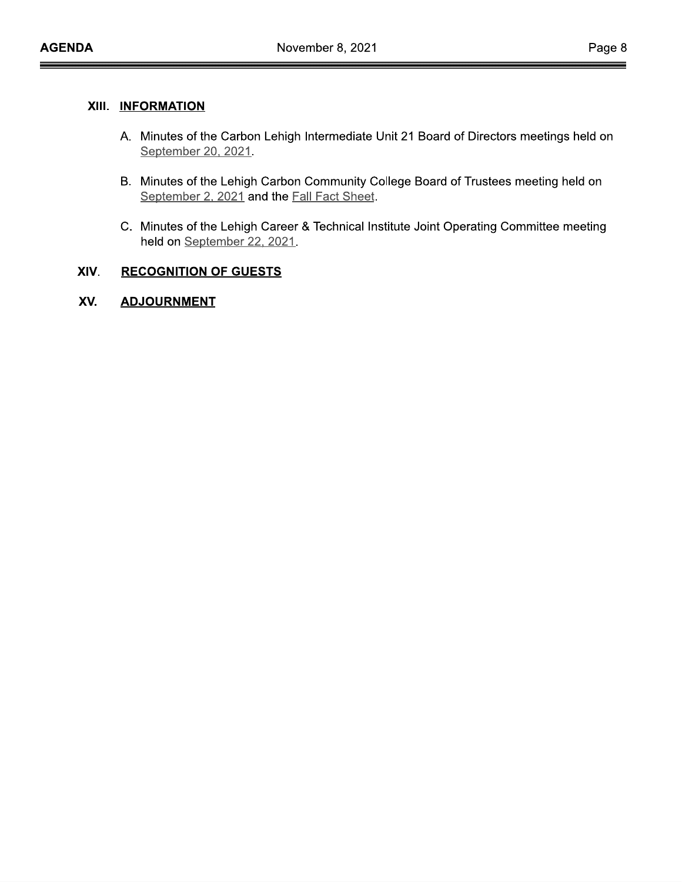## XIII. INFORMATION

A. Minutes of the Carbon Lehigh Intermediate Unit 21 Board of Directors meetings held on September 20, 2021.

B. Minutes of the Lehigh Carbon Community College Board of Trustees meeting held on September 2, 2021 and the Fall Fact Sheet.

C. Minutes of the Lehigh Career & Technical Institute Joint Operating Committee meeting held on September 22, 2021.

## XIV. RECOGNITION OF GUESTS

## XV. ADJOURNMENT